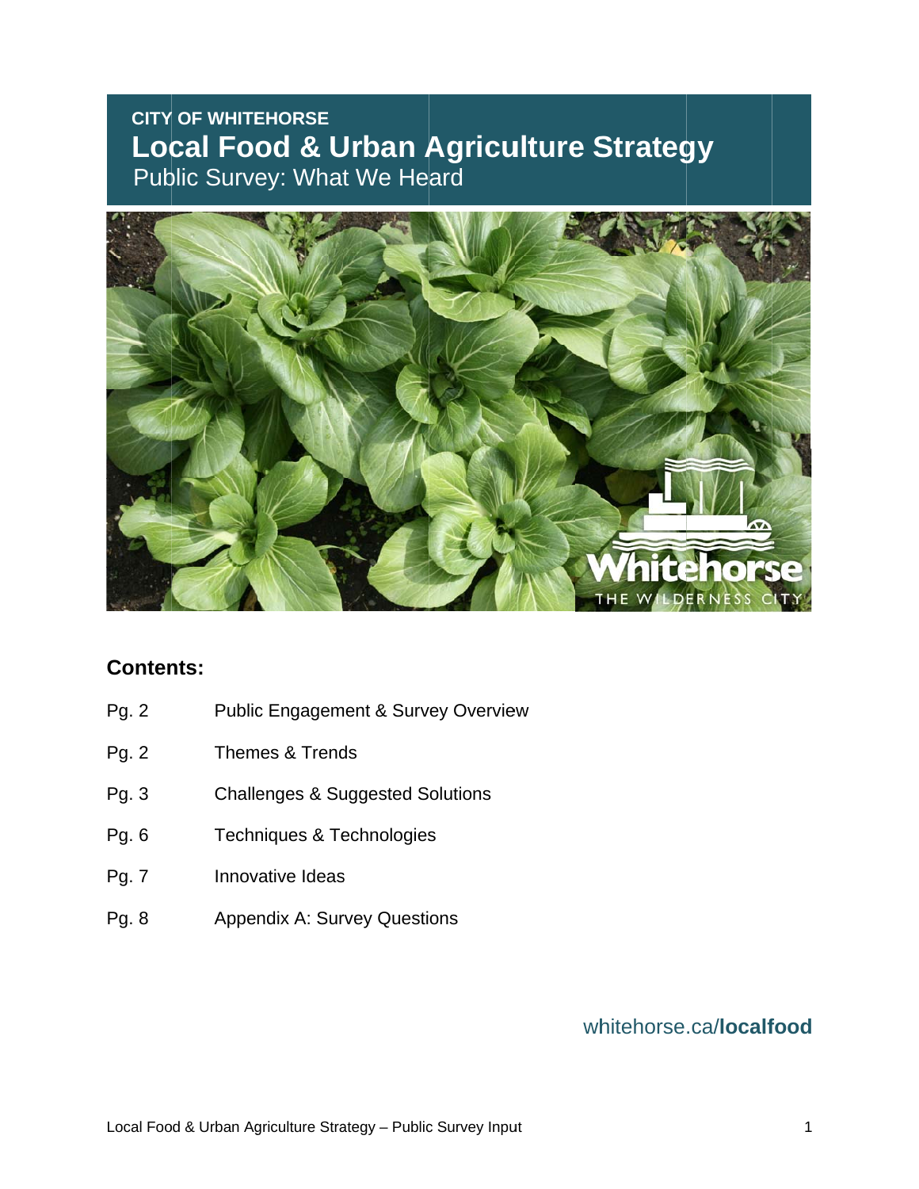**CITY OF WHITEHORSE**

# Local Food & Urban Agriculture Strategy

## Public Survey: What We Heard

## Contents:

| | |
|---|---|
| Pg. 2 | Public Engagement & Survey Overview |
| Pg. 2 | Themes & Trends |
| Pg. 3 | Challenges & Suggested Solutions |
| Pg. 6 | Techniques & Technologies |
| Pg. 7 | Innovative Ideas |
| Pg. 8 | Appendix A: Survey Questions |

whitehorse.ca/**localfood**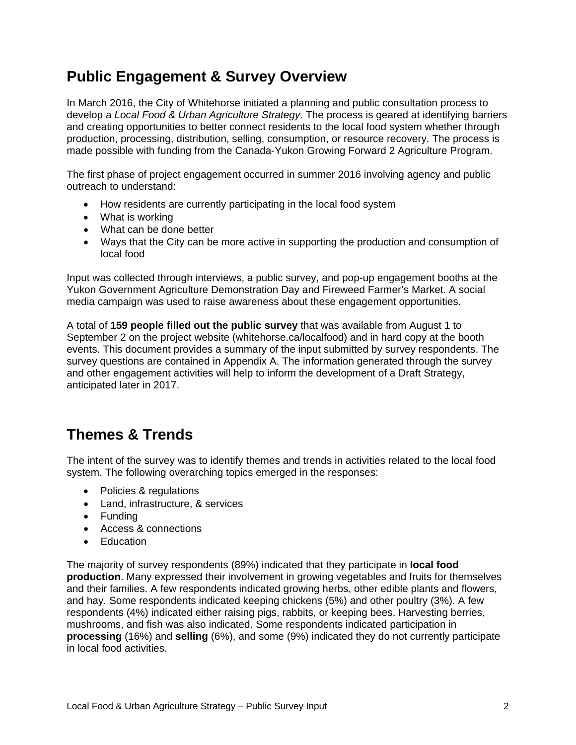## Public Engagement & Survey Overview

In March 2016, the City of Whitehorse initiated a planning and public consultation process to develop a *Local Food & Urban Agriculture Strategy*. The process is geared at identifying barriers and creating opportunities to better connect residents to the local food system whether through production, processing, distribution, selling, consumption, or resource recovery. The process is made possible with funding from the Canada-Yukon Growing Forward 2 Agriculture Program.

The first phase of project engagement occurred in summer 2016 involving agency and public outreach to understand:

- How residents are currently participating in the local food system
- What is working
- What can be done better
- Ways that the City can be more active in supporting the production and consumption of local food

Input was collected through interviews, a public survey, and pop-up engagement booths at the Yukon Government Agriculture Demonstration Day and Fireweed Farmer's Market. A social media campaign was used to raise awareness about these engagement opportunities.

A total of **159 people filled out the public survey** that was available from August 1 to September 2 on the project website (whitehorse.ca/localfood) and in hard copy at the booth events. This document provides a summary of the input submitted by survey respondents. The survey questions are contained in Appendix A. The information generated through the survey and other engagement activities will help to inform the development of a Draft Strategy, anticipated later in 2017.

## Themes & Trends

The intent of the survey was to identify themes and trends in activities related to the local food system. The following overarching topics emerged in the responses:

- Policies & regulations
- Land, infrastructure, & services
- Funding
- Access & connections
- Education

The majority of survey respondents (89%) indicated that they participate in **local food production**. Many expressed their involvement in growing vegetables and fruits for themselves and their families. A few respondents indicated growing herbs, other edible plants and flowers, and hay. Some respondents indicated keeping chickens (5%) and other poultry (3%). A few respondents (4%) indicated either raising pigs, rabbits, or keeping bees. Harvesting berries, mushrooms, and fish was also indicated. Some respondents indicated participation in **processing** (16%) and **selling** (6%), and some (9%) indicated they do not currently participate in local food activities.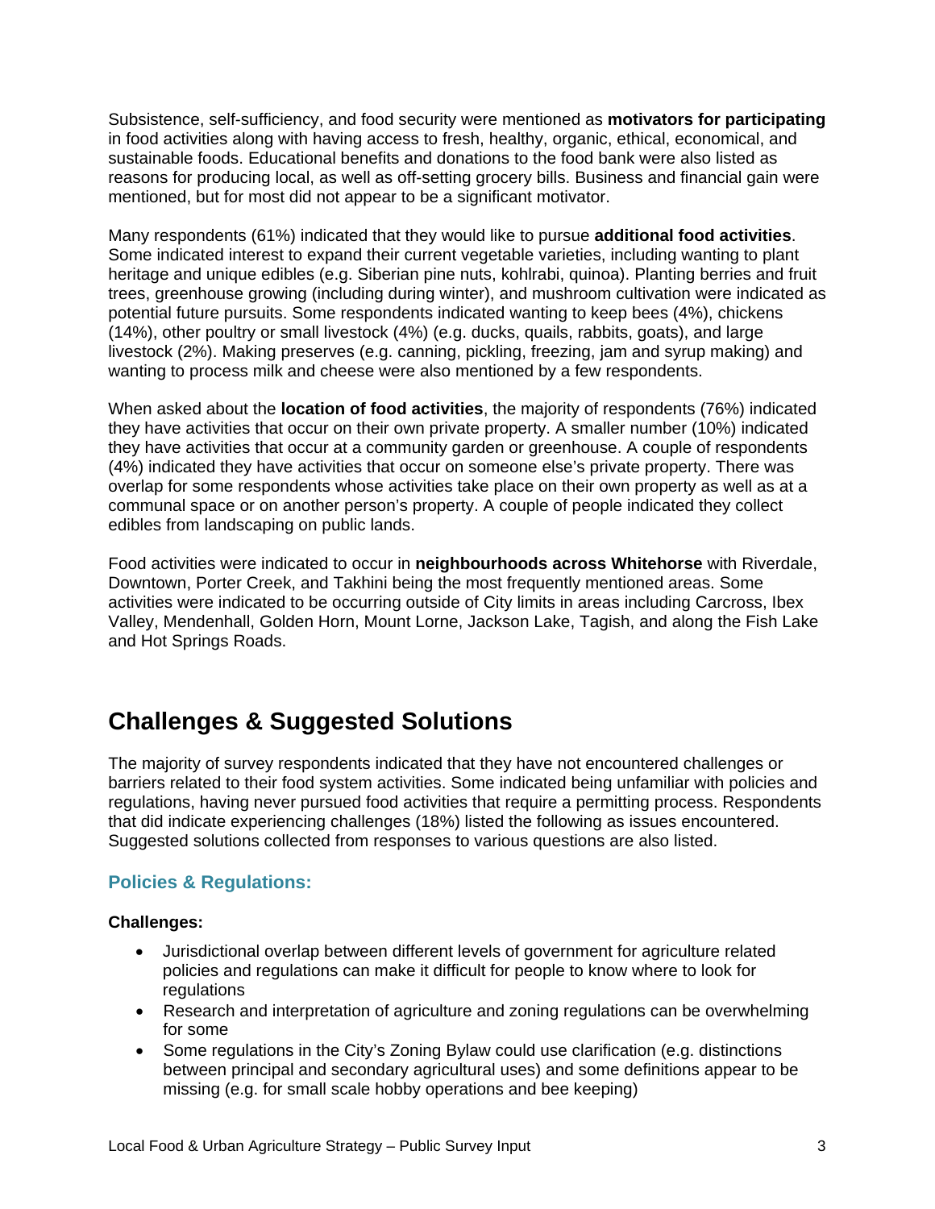Subsistence, self-sufficiency, and food security were mentioned as **motivators for participating** in food activities along with having access to fresh, healthy, organic, ethical, economical, and sustainable foods. Educational benefits and donations to the food bank were also listed as reasons for producing local, as well as off-setting grocery bills. Business and financial gain were mentioned, but for most did not appear to be a significant motivator.

Many respondents (61%) indicated that they would like to pursue **additional food activities**. Some indicated interest to expand their current vegetable varieties, including wanting to plant heritage and unique edibles (e.g. Siberian pine nuts, kohlrabi, quinoa). Planting berries and fruit trees, greenhouse growing (including during winter), and mushroom cultivation were indicated as potential future pursuits. Some respondents indicated wanting to keep bees (4%), chickens (14%), other poultry or small livestock (4%) (e.g. ducks, quails, rabbits, goats), and large livestock (2%). Making preserves (e.g. canning, pickling, freezing, jam and syrup making) and wanting to process milk and cheese were also mentioned by a few respondents.

When asked about the **location of food activities**, the majority of respondents (76%) indicated they have activities that occur on their own private property. A smaller number (10%) indicated they have activities that occur at a community garden or greenhouse. A couple of respondents (4%) indicated they have activities that occur on someone else's private property. There was overlap for some respondents whose activities take place on their own property as well as at a communal space or on another person's property. A couple of people indicated they collect edibles from landscaping on public lands.

Food activities were indicated to occur in **neighbourhoods across Whitehorse** with Riverdale, Downtown, Porter Creek, and Takhini being the most frequently mentioned areas. Some activities were indicated to be occurring outside of City limits in areas including Carcross, Ibex Valley, Mendenhall, Golden Horn, Mount Lorne, Jackson Lake, Tagish, and along the Fish Lake and Hot Springs Roads.

## Challenges & Suggested Solutions

The majority of survey respondents indicated that they have not encountered challenges or barriers related to their food system activities. Some indicated being unfamiliar with policies and regulations, having never pursued food activities that require a permitting process. Respondents that did indicate experiencing challenges (18%) listed the following as issues encountered. Suggested solutions collected from responses to various questions are also listed.

### Policies & Regulations:

**Challenges:**

- Jurisdictional overlap between different levels of government for agriculture related policies and regulations can make it difficult for people to know where to look for regulations
- Research and interpretation of agriculture and zoning regulations can be overwhelming for some
- Some regulations in the City's Zoning Bylaw could use clarification (e.g. distinctions between principal and secondary agricultural uses) and some definitions appear to be missing (e.g. for small scale hobby operations and bee keeping)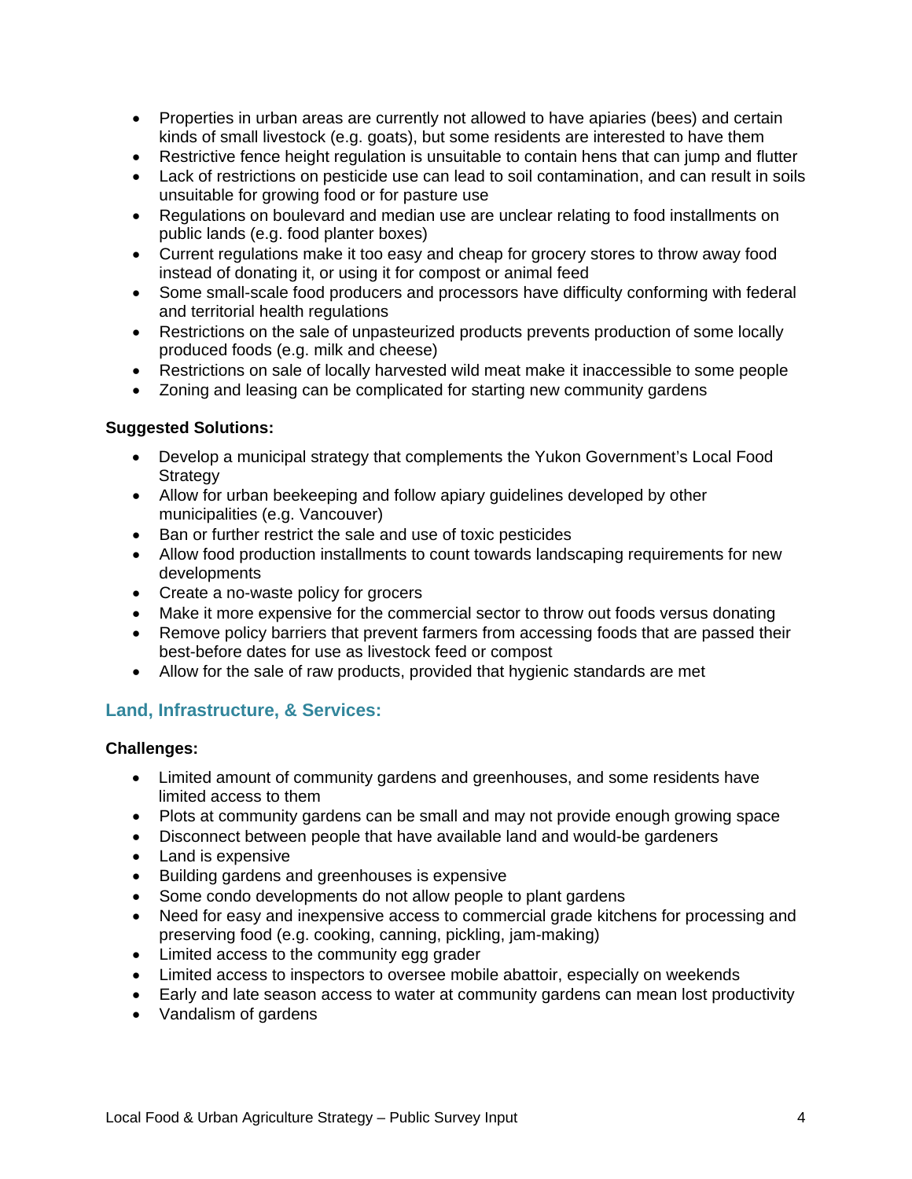- Properties in urban areas are currently not allowed to have apiaries (bees) and certain kinds of small livestock (e.g. goats), but some residents are interested to have them
- Restrictive fence height regulation is unsuitable to contain hens that can jump and flutter
- Lack of restrictions on pesticide use can lead to soil contamination, and can result in soils unsuitable for growing food or for pasture use
- Regulations on boulevard and median use are unclear relating to food installments on public lands (e.g. food planter boxes)
- Current regulations make it too easy and cheap for grocery stores to throw away food instead of donating it, or using it for compost or animal feed
- Some small-scale food producers and processors have difficulty conforming with federal and territorial health regulations
- Restrictions on the sale of unpasteurized products prevents production of some locally produced foods (e.g. milk and cheese)
- Restrictions on sale of locally harvested wild meat make it inaccessible to some people
- Zoning and leasing can be complicated for starting new community gardens

**Suggested Solutions:**

- Develop a municipal strategy that complements the Yukon Government's Local Food Strategy
- Allow for urban beekeeping and follow apiary guidelines developed by other municipalities (e.g. Vancouver)
- Ban or further restrict the sale and use of toxic pesticides
- Allow food production installments to count towards landscaping requirements for new developments
- Create a no-waste policy for grocers
- Make it more expensive for the commercial sector to throw out foods versus donating
- Remove policy barriers that prevent farmers from accessing foods that are passed their best-before dates for use as livestock feed or compost
- Allow for the sale of raw products, provided that hygienic standards are met

## Land, Infrastructure, & Services:

**Challenges:**

- Limited amount of community gardens and greenhouses, and some residents have limited access to them
- Plots at community gardens can be small and may not provide enough growing space
- Disconnect between people that have available land and would-be gardeners
- Land is expensive
- Building gardens and greenhouses is expensive
- Some condo developments do not allow people to plant gardens
- Need for easy and inexpensive access to commercial grade kitchens for processing and preserving food (e.g. cooking, canning, pickling, jam-making)
- Limited access to the community egg grader
- Limited access to inspectors to oversee mobile abattoir, especially on weekends
- Early and late season access to water at community gardens can mean lost productivity
- Vandalism of gardens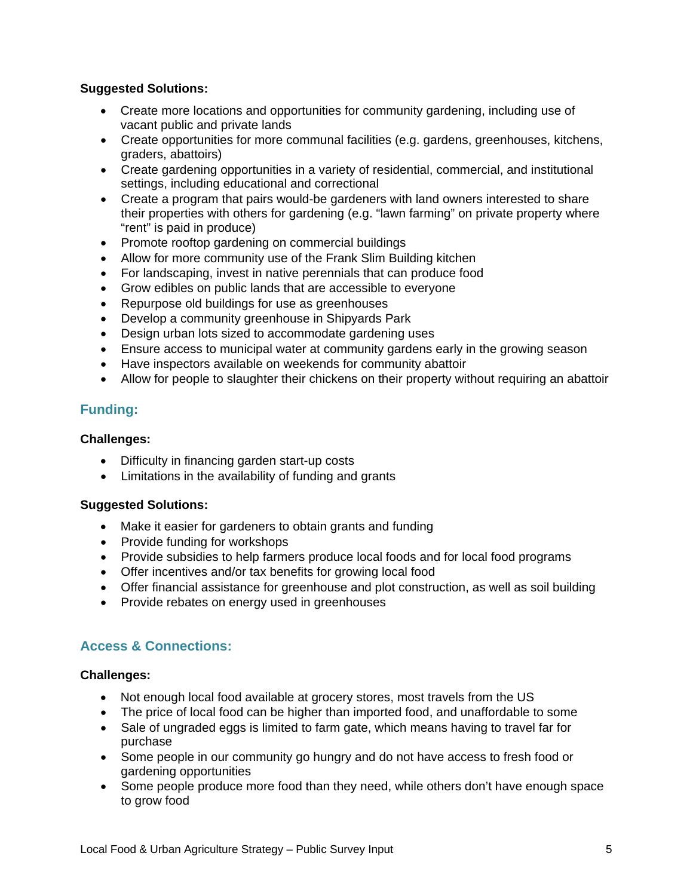**Suggested Solutions:**

- Create more locations and opportunities for community gardening, including use of vacant public and private lands
- Create opportunities for more communal facilities (e.g. gardens, greenhouses, kitchens, graders, abattoirs)
- Create gardening opportunities in a variety of residential, commercial, and institutional settings, including educational and correctional
- Create a program that pairs would-be gardeners with land owners interested to share their properties with others for gardening (e.g. "lawn farming" on private property where "rent" is paid in produce)
- Promote rooftop gardening on commercial buildings
- Allow for more community use of the Frank Slim Building kitchen
- For landscaping, invest in native perennials that can produce food
- Grow edibles on public lands that are accessible to everyone
- Repurpose old buildings for use as greenhouses
- Develop a community greenhouse in Shipyards Park
- Design urban lots sized to accommodate gardening uses
- Ensure access to municipal water at community gardens early in the growing season
- Have inspectors available on weekends for community abattoir
- Allow for people to slaughter their chickens on their property without requiring an abattoir

## Funding:

**Challenges:**

- Difficulty in financing garden start-up costs
- Limitations in the availability of funding and grants

**Suggested Solutions:**

- Make it easier for gardeners to obtain grants and funding
- Provide funding for workshops
- Provide subsidies to help farmers produce local foods and for local food programs
- Offer incentives and/or tax benefits for growing local food
- Offer financial assistance for greenhouse and plot construction, as well as soil building
- Provide rebates on energy used in greenhouses

## Access & Connections:

**Challenges:**

- Not enough local food available at grocery stores, most travels from the US
- The price of local food can be higher than imported food, and unaffordable to some
- Sale of ungraded eggs is limited to farm gate, which means having to travel far for purchase
- Some people in our community go hungry and do not have access to fresh food or gardening opportunities
- Some people produce more food than they need, while others don't have enough space to grow food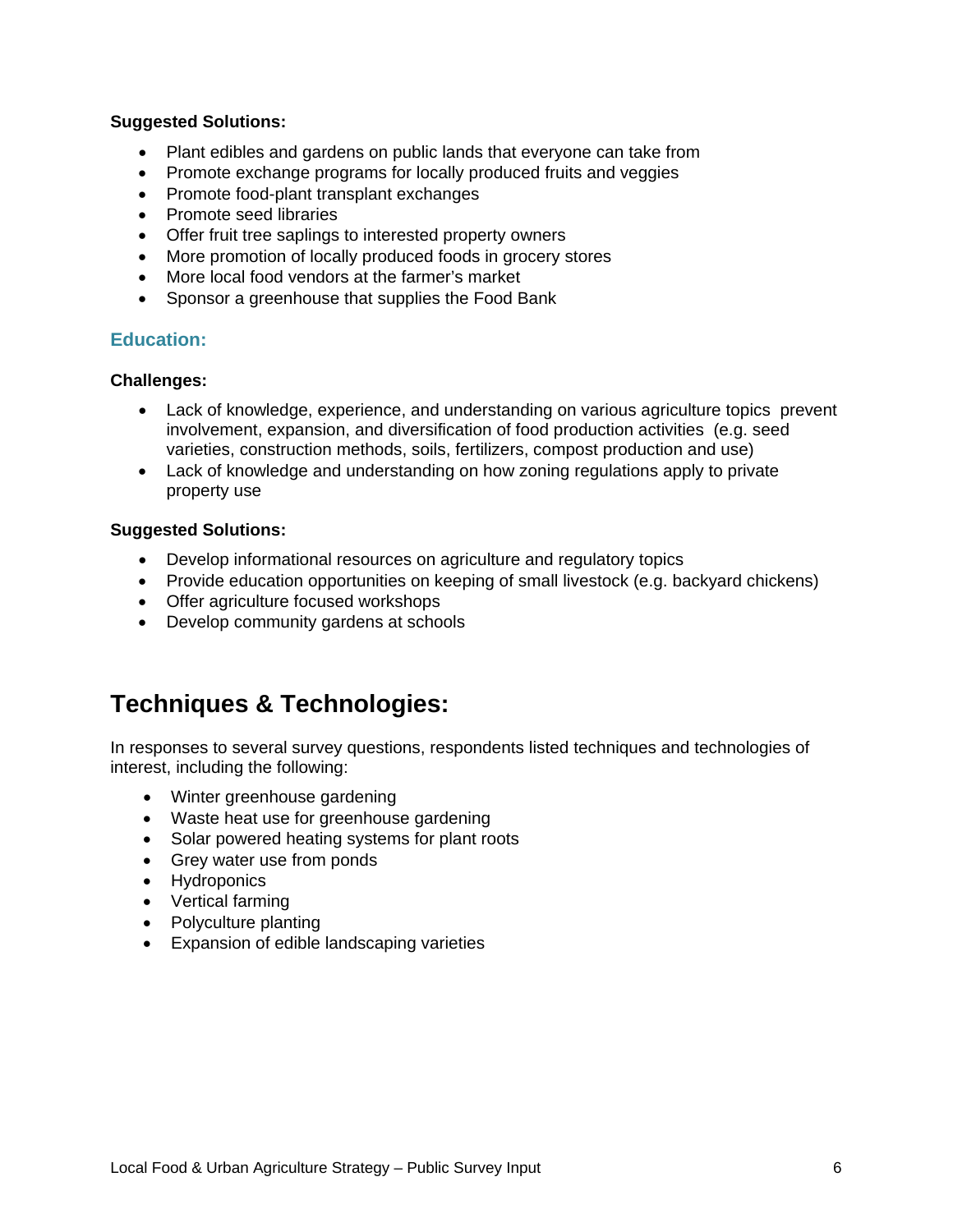**Suggested Solutions:**

- Plant edibles and gardens on public lands that everyone can take from
- Promote exchange programs for locally produced fruits and veggies
- Promote food-plant transplant exchanges
- Promote seed libraries
- Offer fruit tree saplings to interested property owners
- More promotion of locally produced foods in grocery stores
- More local food vendors at the farmer's market
- Sponsor a greenhouse that supplies the Food Bank

### Education:

**Challenges:**

- Lack of knowledge, experience, and understanding on various agriculture topics prevent involvement, expansion, and diversification of food production activities (e.g. seed varieties, construction methods, soils, fertilizers, compost production and use)
- Lack of knowledge and understanding on how zoning regulations apply to private property use

**Suggested Solutions:**

- Develop informational resources on agriculture and regulatory topics
- Provide education opportunities on keeping of small livestock (e.g. backyard chickens)
- Offer agriculture focused workshops
- Develop community gardens at schools

## Techniques & Technologies:

In responses to several survey questions, respondents listed techniques and technologies of interest, including the following:

- Winter greenhouse gardening
- Waste heat use for greenhouse gardening
- Solar powered heating systems for plant roots
- Grey water use from ponds
- Hydroponics
- Vertical farming
- Polyculture planting
- Expansion of edible landscaping varieties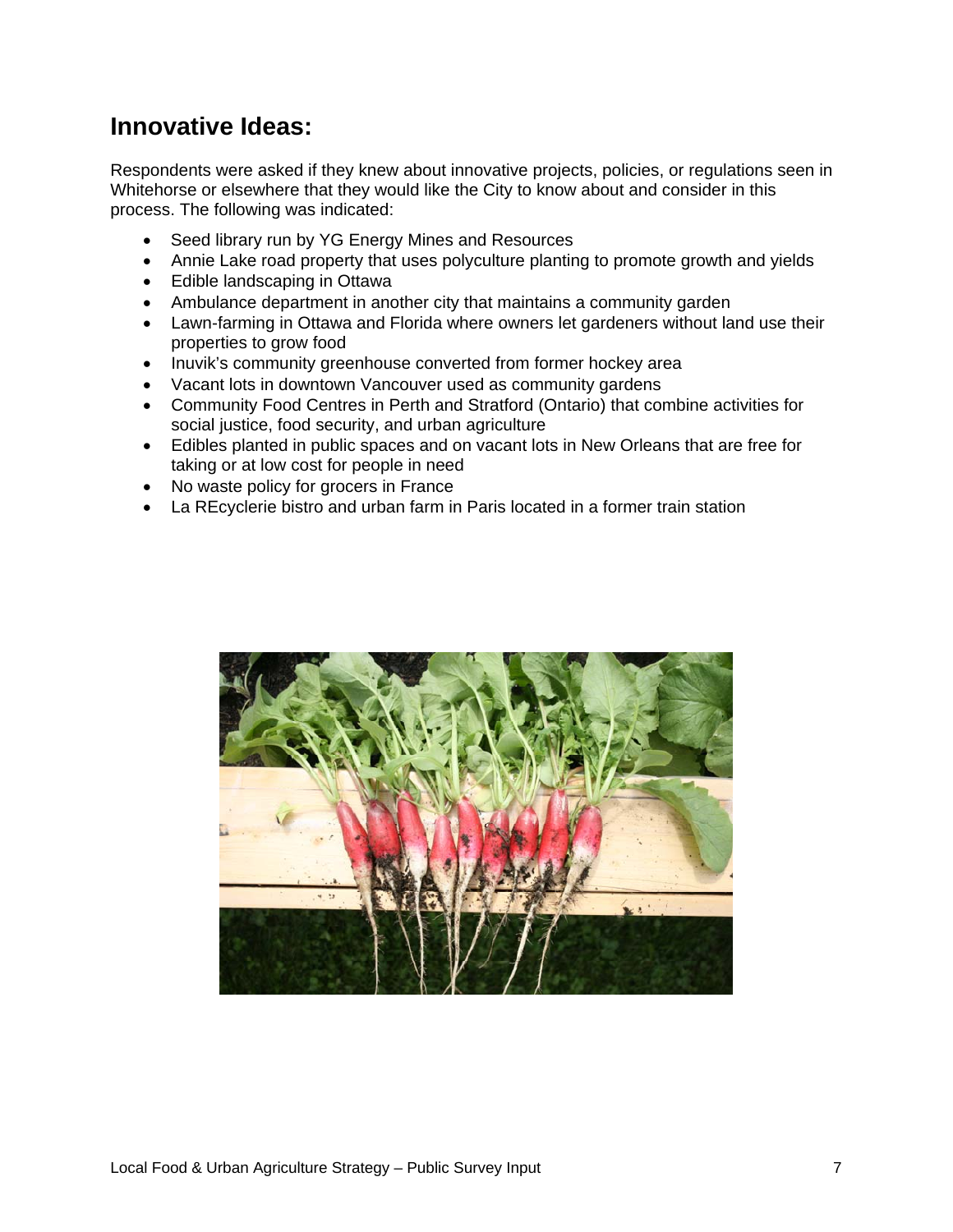## Innovative Ideas:

Respondents were asked if they knew about innovative projects, policies, or regulations seen in Whitehorse or elsewhere that they would like the City to know about and consider in this process. The following was indicated:

- Seed library run by YG Energy Mines and Resources
- Annie Lake road property that uses polyculture planting to promote growth and yields
- Edible landscaping in Ottawa
- Ambulance department in another city that maintains a community garden
- Lawn-farming in Ottawa and Florida where owners let gardeners without land use their properties to grow food
- Inuvik's community greenhouse converted from former hockey area
- Vacant lots in downtown Vancouver used as community gardens
- Community Food Centres in Perth and Stratford (Ontario) that combine activities for social justice, food security, and urban agriculture
- Edibles planted in public spaces and on vacant lots in New Orleans that are free for taking or at low cost for people in need
- No waste policy for grocers in France
- La REcyclerie bistro and urban farm in Paris located in a former train station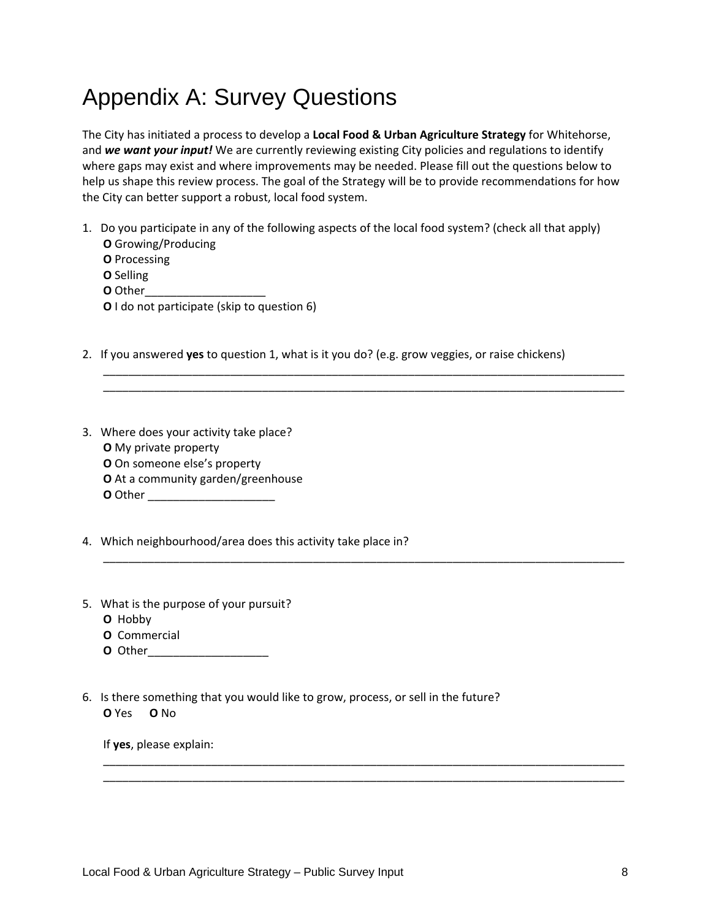# Appendix A: Survey Questions

The City has initiated a process to develop a **Local Food & Urban Agriculture Strategy** for Whitehorse, and ***we want your input!*** We are currently reviewing existing City policies and regulations to identify where gaps may exist and where improvements may be needed. Please fill out the questions below to help us shape this review process. The goal of the Strategy will be to provide recommendations for how the City can better support a robust, local food system.

1. Do you participate in any of the following aspects of the local food system? (check all that apply)
   **O** Growing/Producing
   **O** Processing
   **O** Selling
   **O** Other___________________
   **O** I do not participate (skip to question 6)

2. If you answered **yes** to question 1, what is it you do? (e.g. grow veggies, or raise chickens)
   ______________________________________________________________________________
   ______________________________________________________________________________

3. Where does your activity take place?
   **O** My private property
   **O** On someone else's property
   **O** At a community garden/greenhouse
   **O** Other ____________________

4. Which neighbourhood/area does this activity take place in?
   ______________________________________________________________________________

5. What is the purpose of your pursuit?
   **O** Hobby
   **O** Commercial
   **O** Other___________________

6. Is there something that you would like to grow, process, or sell in the future?
   **O** Yes **O** No

   If **yes**, please explain:
   ______________________________________________________________________________
   ______________________________________________________________________________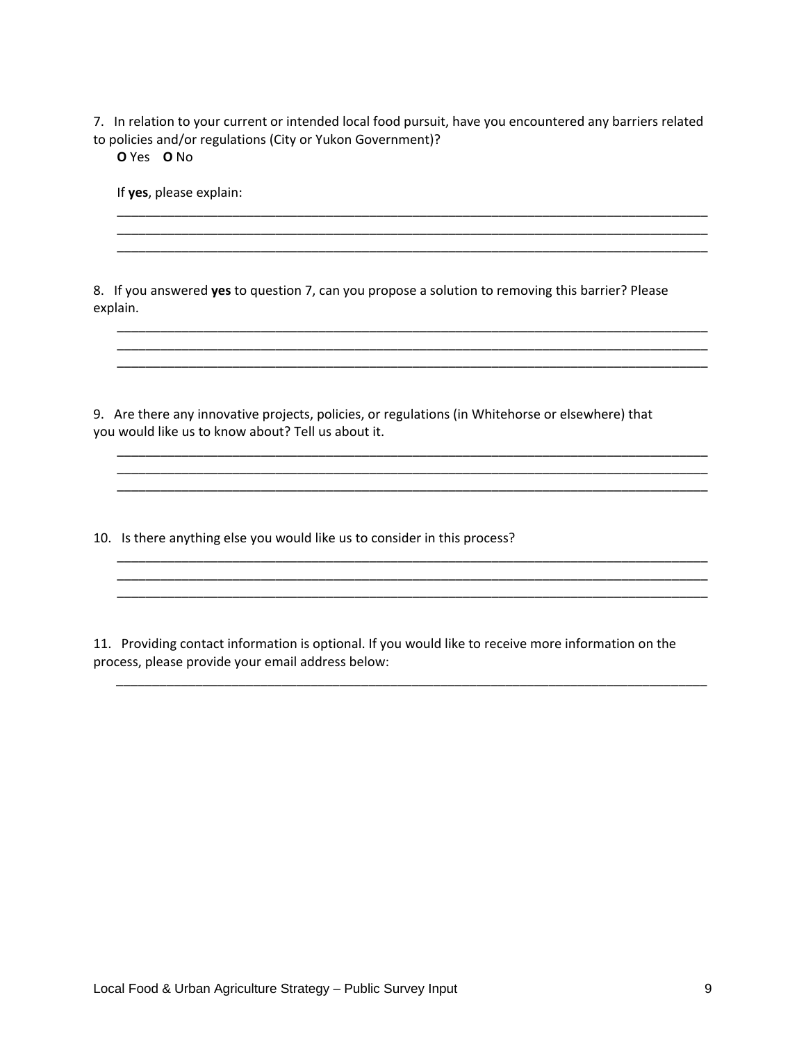7. In relation to your current or intended local food pursuit, have you encountered any barriers related to policies and/or regulations (City or Yukon Government)?

**O** Yes **O** No

If **yes**, please explain:

______________________________________________________________________________
______________________________________________________________________________
______________________________________________________________________________

8. If you answered **yes** to question 7, can you propose a solution to removing this barrier? Please explain.

______________________________________________________________________________
______________________________________________________________________________
______________________________________________________________________________

9. Are there any innovative projects, policies, or regulations (in Whitehorse or elsewhere) that you would like us to know about? Tell us about it.

______________________________________________________________________________
______________________________________________________________________________
______________________________________________________________________________

10. Is there anything else you would like us to consider in this process?

______________________________________________________________________________
______________________________________________________________________________
______________________________________________________________________________

11. Providing contact information is optional. If you would like to receive more information on the process, please provide your email address below:

______________________________________________________________________________